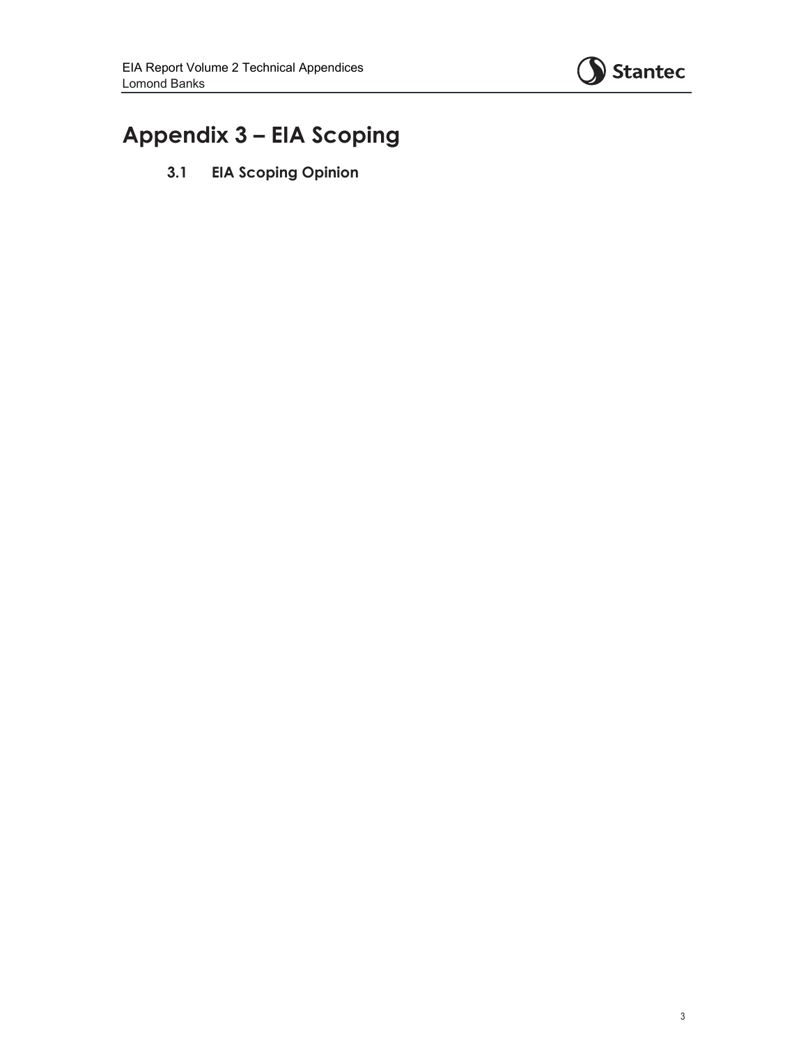# Appendix 3 – EIA Scoping

## 3.1 EIA Scoping Opinion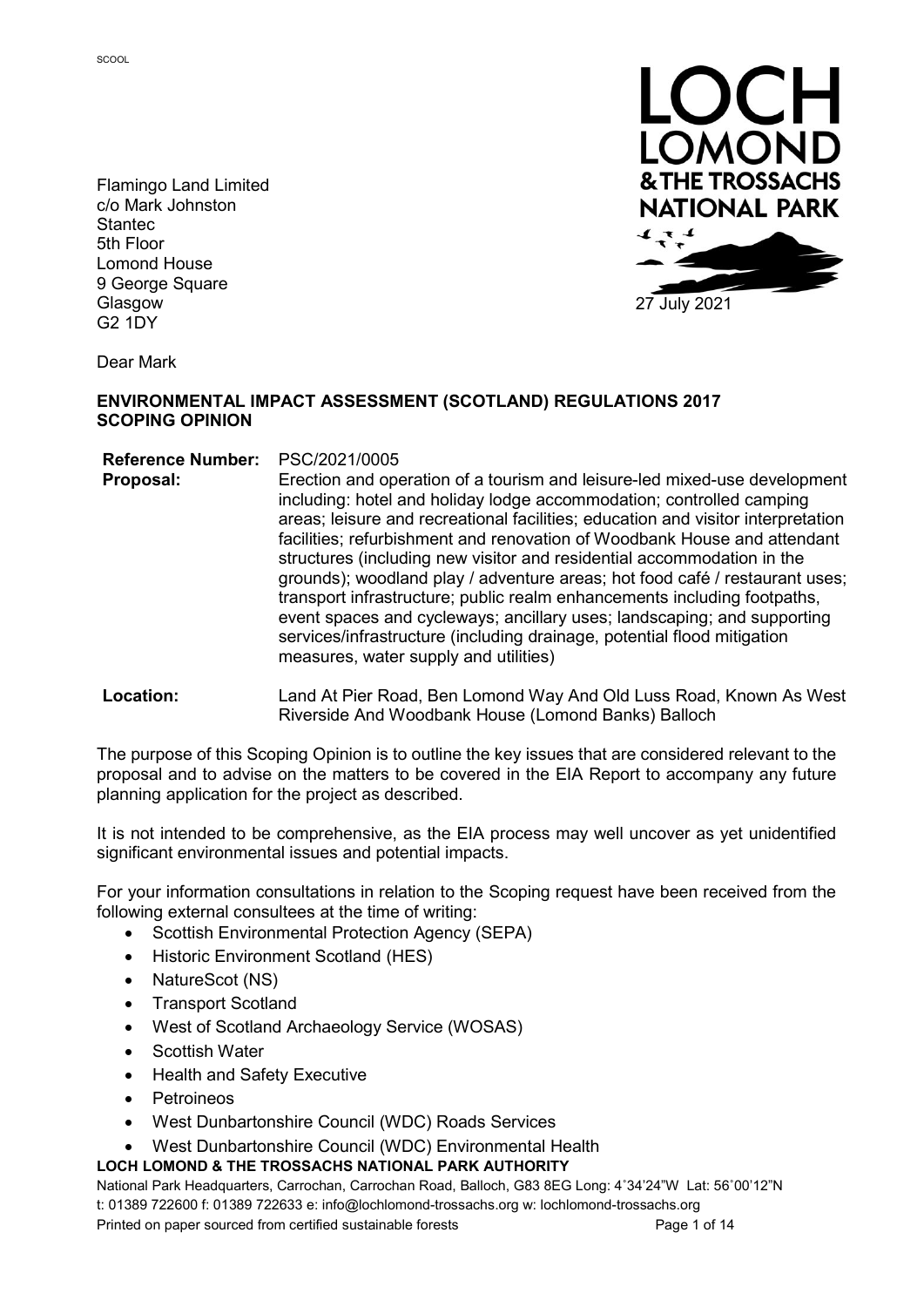SCOOL

Flamingo Land Limited
c/o Mark Johnston
Stantec
5th Floor
Lomond House
9 George Square
Glasgow
G2 1DY

27 July 2021

Dear Mark

**ENVIRONMENTAL IMPACT ASSESSMENT (SCOTLAND) REGULATIONS 2017**
**SCOPING OPINION**

**Reference Number:** PSC/2021/0005

**Proposal:** Erection and operation of a tourism and leisure-led mixed-use development including: hotel and holiday lodge accommodation; controlled camping areas; leisure and recreational facilities; education and visitor interpretation facilities; refurbishment and renovation of Woodbank House and attendant structures (including new visitor and residential accommodation in the grounds); woodland play / adventure areas; hot food café / restaurant uses; transport infrastructure; public realm enhancements including footpaths, event spaces and cycleways; ancillary uses; landscaping; and supporting services/infrastructure (including drainage, potential flood mitigation measures, water supply and utilities)

**Location:** Land At Pier Road, Ben Lomond Way And Old Luss Road, Known As West Riverside And Woodbank House (Lomond Banks) Balloch

The purpose of this Scoping Opinion is to outline the key issues that are considered relevant to the proposal and to advise on the matters to be covered in the EIA Report to accompany any future planning application for the project as described.

It is not intended to be comprehensive, as the EIA process may well uncover as yet unidentified significant environmental issues and potential impacts.

For your information consultations in relation to the Scoping request have been received from the following external consultees at the time of writing:

- Scottish Environmental Protection Agency (SEPA)
- Historic Environment Scotland (HES)
- NatureScot (NS)
- Transport Scotland
- West of Scotland Archaeology Service (WOSAS)
- Scottish Water
- Health and Safety Executive
- Petroineos
- West Dunbartonshire Council (WDC) Roads Services
- West Dunbartonshire Council (WDC) Environmental Health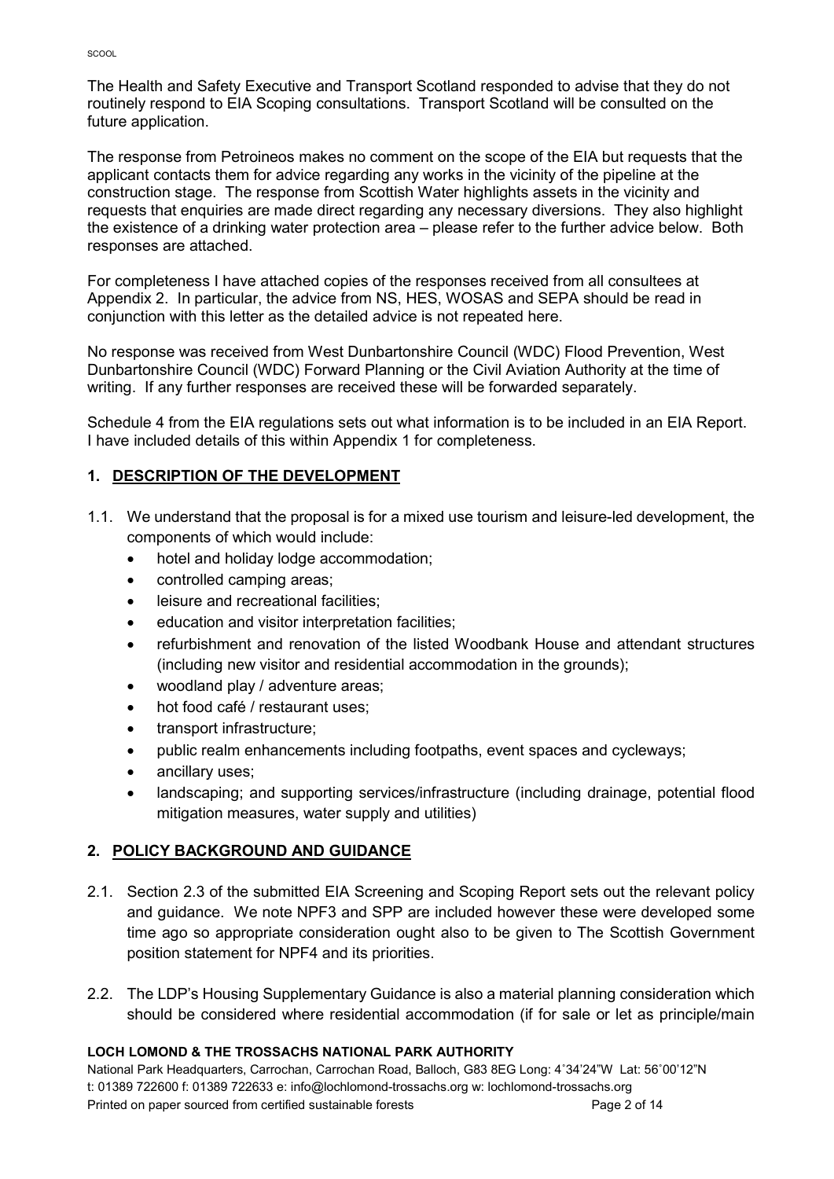The Health and Safety Executive and Transport Scotland responded to advise that they do not routinely respond to EIA Scoping consultations. Transport Scotland will be consulted on the future application.

The response from Petroineos makes no comment on the scope of the EIA but requests that the applicant contacts them for advice regarding any works in the vicinity of the pipeline at the construction stage. The response from Scottish Water highlights assets in the vicinity and requests that enquiries are made direct regarding any necessary diversions. They also highlight the existence of a drinking water protection area – please refer to the further advice below. Both responses are attached.

For completeness I have attached copies of the responses received from all consultees at Appendix 2. In particular, the advice from NS, HES, WOSAS and SEPA should be read in conjunction with this letter as the detailed advice is not repeated here.

No response was received from West Dunbartonshire Council (WDC) Flood Prevention, West Dunbartonshire Council (WDC) Forward Planning or the Civil Aviation Authority at the time of writing. If any further responses are received these will be forwarded separately.

Schedule 4 from the EIA regulations sets out what information is to be included in an EIA Report. I have included details of this within Appendix 1 for completeness.

## 1. DESCRIPTION OF THE DEVELOPMENT

1.1. We understand that the proposal is for a mixed use tourism and leisure-led development, the components of which would include:

- hotel and holiday lodge accommodation;
- controlled camping areas;
- leisure and recreational facilities;
- education and visitor interpretation facilities;
- refurbishment and renovation of the listed Woodbank House and attendant structures (including new visitor and residential accommodation in the grounds);
- woodland play / adventure areas;
- hot food café / restaurant uses;
- transport infrastructure;
- public realm enhancements including footpaths, event spaces and cycleways;
- ancillary uses;
- landscaping; and supporting services/infrastructure (including drainage, potential flood mitigation measures, water supply and utilities)

## 2. POLICY BACKGROUND AND GUIDANCE

2.1. Section 2.3 of the submitted EIA Screening and Scoping Report sets out the relevant policy and guidance. We note NPF3 and SPP are included however these were developed some time ago so appropriate consideration ought also to be given to The Scottish Government position statement for NPF4 and its priorities.

2.2. The LDP's Housing Supplementary Guidance is also a material planning consideration which should be considered where residential accommodation (if for sale or let as principle/main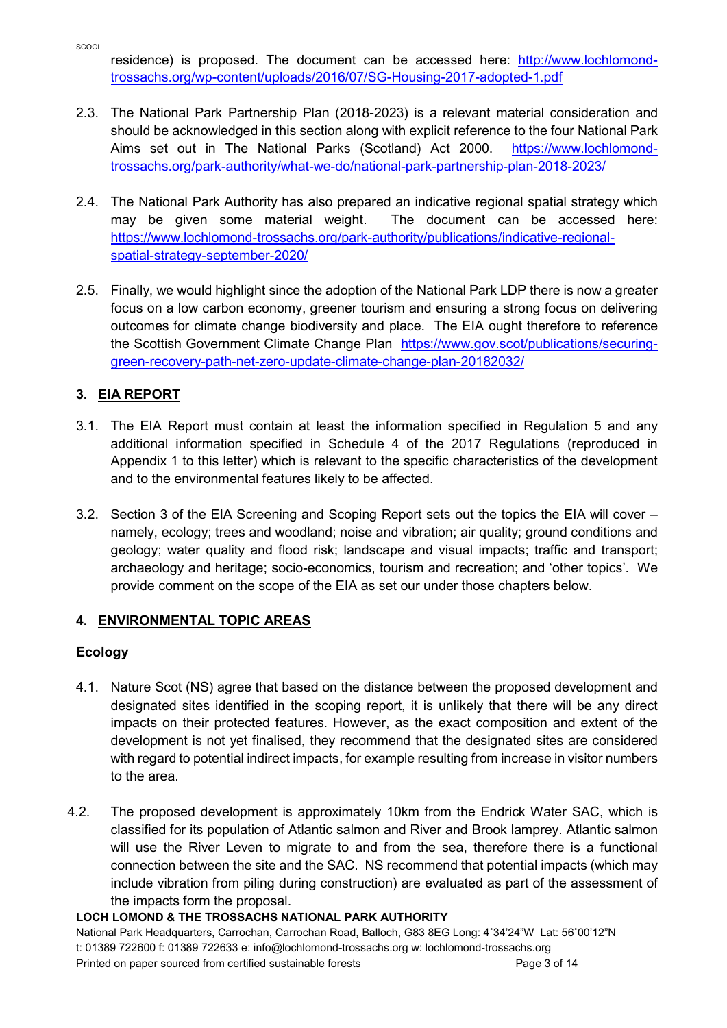residence) is proposed. The document can be accessed here: [http://www.lochlomond-trossachs.org/wp-content/uploads/2016/07/SG-Housing-2017-adopted-1.pdf](http://www.lochlomond-trossachs.org/wp-content/uploads/2016/07/SG-Housing-2017-adopted-1.pdf)

2.3. The National Park Partnership Plan (2018-2023) is a relevant material consideration and should be acknowledged in this section along with explicit reference to the four National Park Aims set out in The National Parks (Scotland) Act 2000. [https://www.lochlomond-trossachs.org/park-authority/what-we-do/national-park-partnership-plan-2018-2023/](https://www.lochlomond-trossachs.org/park-authority/what-we-do/national-park-partnership-plan-2018-2023/)

2.4. The National Park Authority has also prepared an indicative regional spatial strategy which may be given some material weight. The document can be accessed here: [https://www.lochlomond-trossachs.org/park-authority/publications/indicative-regional-spatial-strategy-september-2020/](https://www.lochlomond-trossachs.org/park-authority/publications/indicative-regional-spatial-strategy-september-2020/)

2.5. Finally, we would highlight since the adoption of the National Park LDP there is now a greater focus on a low carbon economy, greener tourism and ensuring a strong focus on delivering outcomes for climate change biodiversity and place. The EIA ought therefore to reference the Scottish Government Climate Change Plan [https://www.gov.scot/publications/securing-green-recovery-path-net-zero-update-climate-change-plan-20182032/](https://www.gov.scot/publications/securing-green-recovery-path-net-zero-update-climate-change-plan-20182032/)

## 3. EIA REPORT

3.1. The EIA Report must contain at least the information specified in Regulation 5 and any additional information specified in Schedule 4 of the 2017 Regulations (reproduced in Appendix 1 to this letter) which is relevant to the specific characteristics of the development and to the environmental features likely to be affected.

3.2. Section 3 of the EIA Screening and Scoping Report sets out the topics the EIA will cover – namely, ecology; trees and woodland; noise and vibration; air quality; ground conditions and geology; water quality and flood risk; landscape and visual impacts; traffic and transport; archaeology and heritage; socio-economics, tourism and recreation; and 'other topics'. We provide comment on the scope of the EIA as set our under those chapters below.

## 4. ENVIRONMENTAL TOPIC AREAS

### Ecology

4.1. Nature Scot (NS) agree that based on the distance between the proposed development and designated sites identified in the scoping report, it is unlikely that there will be any direct impacts on their protected features. However, as the exact composition and extent of the development is not yet finalised, they recommend that the designated sites are considered with regard to potential indirect impacts, for example resulting from increase in visitor numbers to the area.

4.2. The proposed development is approximately 10km from the Endrick Water SAC, which is classified for its population of Atlantic salmon and River and Brook lamprey. Atlantic salmon will use the River Leven to migrate to and from the sea, therefore there is a functional connection between the site and the SAC. NS recommend that potential impacts (which may include vibration from piling during construction) are evaluated as part of the assessment of the impacts form the proposal.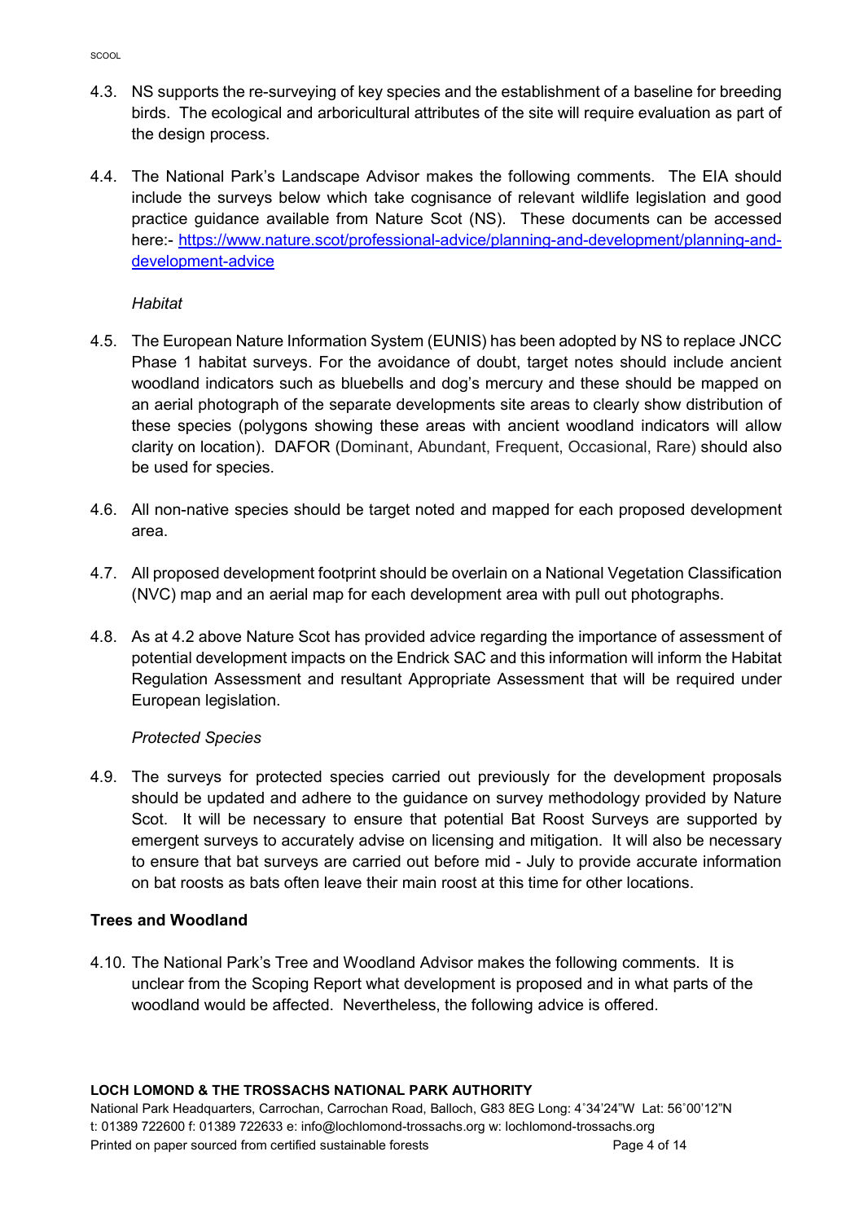4.3. NS supports the re-surveying of key species and the establishment of a baseline for breeding birds. The ecological and arboricultural attributes of the site will require evaluation as part of the design process.

4.4. The National Park's Landscape Advisor makes the following comments. The EIA should include the surveys below which take cognisance of relevant wildlife legislation and good practice guidance available from Nature Scot (NS). These documents can be accessed here:- https://www.nature.scot/professional-advice/planning-and-development/planning-and-development-advice

*Habitat*

4.5. The European Nature Information System (EUNIS) has been adopted by NS to replace JNCC Phase 1 habitat surveys. For the avoidance of doubt, target notes should include ancient woodland indicators such as bluebells and dog's mercury and these should be mapped on an aerial photograph of the separate developments site areas to clearly show distribution of these species (polygons showing these areas with ancient woodland indicators will allow clarity on location). DAFOR (Dominant, Abundant, Frequent, Occasional, Rare) should also be used for species.

4.6. All non-native species should be target noted and mapped for each proposed development area.

4.7. All proposed development footprint should be overlain on a National Vegetation Classification (NVC) map and an aerial map for each development area with pull out photographs.

4.8. As at 4.2 above Nature Scot has provided advice regarding the importance of assessment of potential development impacts on the Endrick SAC and this information will inform the Habitat Regulation Assessment and resultant Appropriate Assessment that will be required under European legislation.

*Protected Species*

4.9. The surveys for protected species carried out previously for the development proposals should be updated and adhere to the guidance on survey methodology provided by Nature Scot. It will be necessary to ensure that potential Bat Roost Surveys are supported by emergent surveys to accurately advise on licensing and mitigation. It will also be necessary to ensure that bat surveys are carried out before mid - July to provide accurate information on bat roosts as bats often leave their main roost at this time for other locations.

**Trees and Woodland**

4.10. The National Park's Tree and Woodland Advisor makes the following comments. It is unclear from the Scoping Report what development is proposed and in what parts of the woodland would be affected. Nevertheless, the following advice is offered.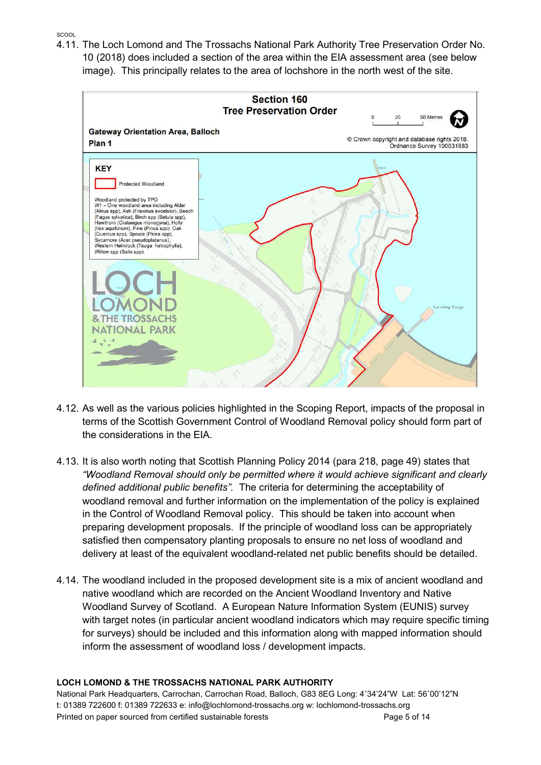4.11. The Loch Lomond and The Trossachs National Park Authority Tree Preservation Order No. 10 (2018) does included a section of the area within the EIA assessment area (see below image). This principally relates to the area of lochshore in the north west of the site.

**Section 160**
**Tree Preservation Order**

**Gateway Orientation Area, Balloch**
**Plan 1**

0 25 50 Metres

© Crown copyright and database rights 2018. Ordnance Survey 100031883

**KEY**

Protected Woodland

Woodland protected by TPO
W1 – One woodland area including Alder (Alnus spp), Ash (Fraxinus excelsior), Beech (Fagus sylvatica), Birch spp (Betula spp), Hawthorn (Crataegus monogyna), Holly (Ilex aquifolium), Pine (Pinus spp) Oak (Quercus spp), Spruce (Picea spp), Sycamore (Acer pseudoplatanus), Western Helmlock (Tsuga hetrophylla), Willow spp (Salix spp).

LOCH LOMOND & THE TROSSACHS NATIONAL PARK

Landing Stage

4.12. As well as the various policies highlighted in the Scoping Report, impacts of the proposal in terms of the Scottish Government Control of Woodland Removal policy should form part of the considerations in the EIA.

4.13. It is also worth noting that Scottish Planning Policy 2014 (para 218, page 49) states that *"Woodland Removal should only be permitted where it would achieve significant and clearly defined additional public benefits".* The criteria for determining the acceptability of woodland removal and further information on the implementation of the policy is explained in the Control of Woodland Removal policy. This should be taken into account when preparing development proposals. If the principle of woodland loss can be appropriately satisfied then compensatory planting proposals to ensure no net loss of woodland and delivery at least of the equivalent woodland-related net public benefits should be detailed.

4.14. The woodland included in the proposed development site is a mix of ancient woodland and native woodland which are recorded on the Ancient Woodland Inventory and Native Woodland Survey of Scotland. A European Nature Information System (EUNIS) survey with target notes (in particular ancient woodland indicators which may require specific timing for surveys) should be included and this information along with mapped information should inform the assessment of woodland loss / development impacts.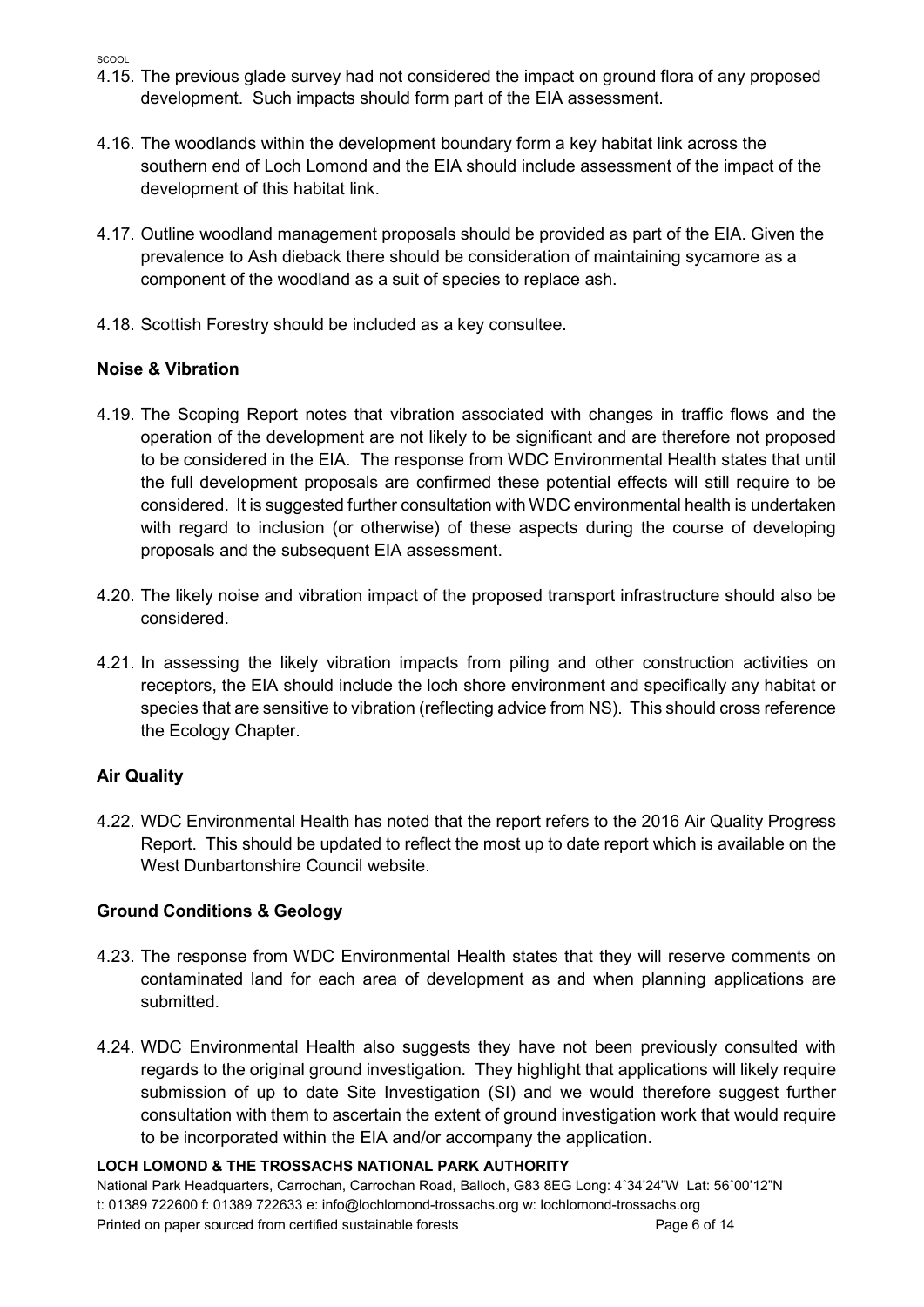4.15. The previous glade survey had not considered the impact on ground flora of any proposed development. Such impacts should form part of the EIA assessment.

4.16. The woodlands within the development boundary form a key habitat link across the southern end of Loch Lomond and the EIA should include assessment of the impact of the development of this habitat link.

4.17. Outline woodland management proposals should be provided as part of the EIA. Given the prevalence to Ash dieback there should be consideration of maintaining sycamore as a component of the woodland as a suit of species to replace ash.

4.18. Scottish Forestry should be included as a key consultee.

## Noise & Vibration

4.19. The Scoping Report notes that vibration associated with changes in traffic flows and the operation of the development are not likely to be significant and are therefore not proposed to be considered in the EIA. The response from WDC Environmental Health states that until the full development proposals are confirmed these potential effects will still require to be considered. It is suggested further consultation with WDC environmental health is undertaken with regard to inclusion (or otherwise) of these aspects during the course of developing proposals and the subsequent EIA assessment.

4.20. The likely noise and vibration impact of the proposed transport infrastructure should also be considered.

4.21. In assessing the likely vibration impacts from piling and other construction activities on receptors, the EIA should include the loch shore environment and specifically any habitat or species that are sensitive to vibration (reflecting advice from NS). This should cross reference the Ecology Chapter.

## Air Quality

4.22. WDC Environmental Health has noted that the report refers to the 2016 Air Quality Progress Report. This should be updated to reflect the most up to date report which is available on the West Dunbartonshire Council website.

## Ground Conditions & Geology

4.23. The response from WDC Environmental Health states that they will reserve comments on contaminated land for each area of development as and when planning applications are submitted.

4.24. WDC Environmental Health also suggests they have not been previously consulted with regards to the original ground investigation. They highlight that applications will likely require submission of up to date Site Investigation (SI) and we would therefore suggest further consultation with them to ascertain the extent of ground investigation work that would require to be incorporated within the EIA and/or accompany the application.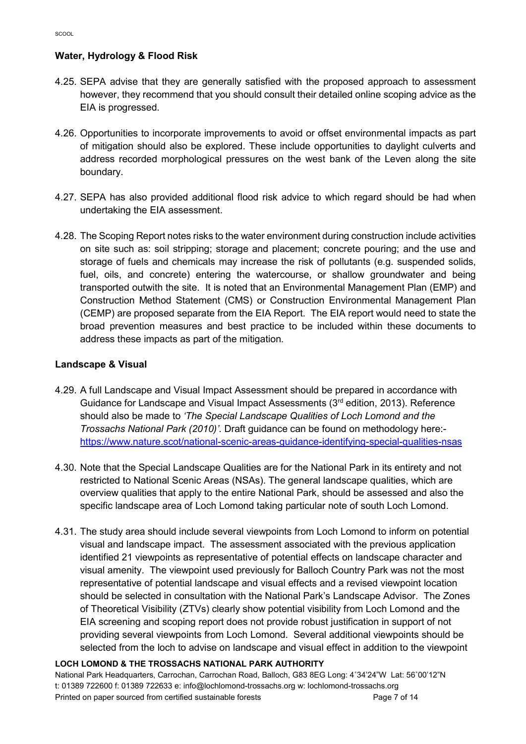### Water, Hydrology & Flood Risk

4.25. SEPA advise that they are generally satisfied with the proposed approach to assessment however, they recommend that you should consult their detailed online scoping advice as the EIA is progressed.

4.26. Opportunities to incorporate improvements to avoid or offset environmental impacts as part of mitigation should also be explored. These include opportunities to daylight culverts and address recorded morphological pressures on the west bank of the Leven along the site boundary.

4.27. SEPA has also provided additional flood risk advice to which regard should be had when undertaking the EIA assessment.

4.28. The Scoping Report notes risks to the water environment during construction include activities on site such as: soil stripping; storage and placement; concrete pouring; and the use and storage of fuels and chemicals may increase the risk of pollutants (e.g. suspended solids, fuel, oils, and concrete) entering the watercourse, or shallow groundwater and being transported outwith the site. It is noted that an Environmental Management Plan (EMP) and Construction Method Statement (CMS) or Construction Environmental Management Plan (CEMP) are proposed separate from the EIA Report. The EIA report would need to state the broad prevention measures and best practice to be included within these documents to address these impacts as part of the mitigation.

### Landscape & Visual

4.29. A full Landscape and Visual Impact Assessment should be prepared in accordance with Guidance for Landscape and Visual Impact Assessments (3rd edition, 2013). Reference should also be made to *'The Special Landscape Qualities of Loch Lomond and the Trossachs National Park (2010)'*. Draft guidance can be found on methodology here:- https://www.nature.scot/national-scenic-areas-guidance-identifying-special-qualities-nsas

4.30. Note that the Special Landscape Qualities are for the National Park in its entirety and not restricted to National Scenic Areas (NSAs). The general landscape qualities, which are overview qualities that apply to the entire National Park, should be assessed and also the specific landscape area of Loch Lomond taking particular note of south Loch Lomond.

4.31. The study area should include several viewpoints from Loch Lomond to inform on potential visual and landscape impact. The assessment associated with the previous application identified 21 viewpoints as representative of potential effects on landscape character and visual amenity. The viewpoint used previously for Balloch Country Park was not the most representative of potential landscape and visual effects and a revised viewpoint location should be selected in consultation with the National Park's Landscape Advisor. The Zones of Theoretical Visibility (ZTVs) clearly show potential visibility from Loch Lomond and the EIA screening and scoping report does not provide robust justification in support of not providing several viewpoints from Loch Lomond. Several additional viewpoints should be selected from the loch to advise on landscape and visual effect in addition to the viewpoint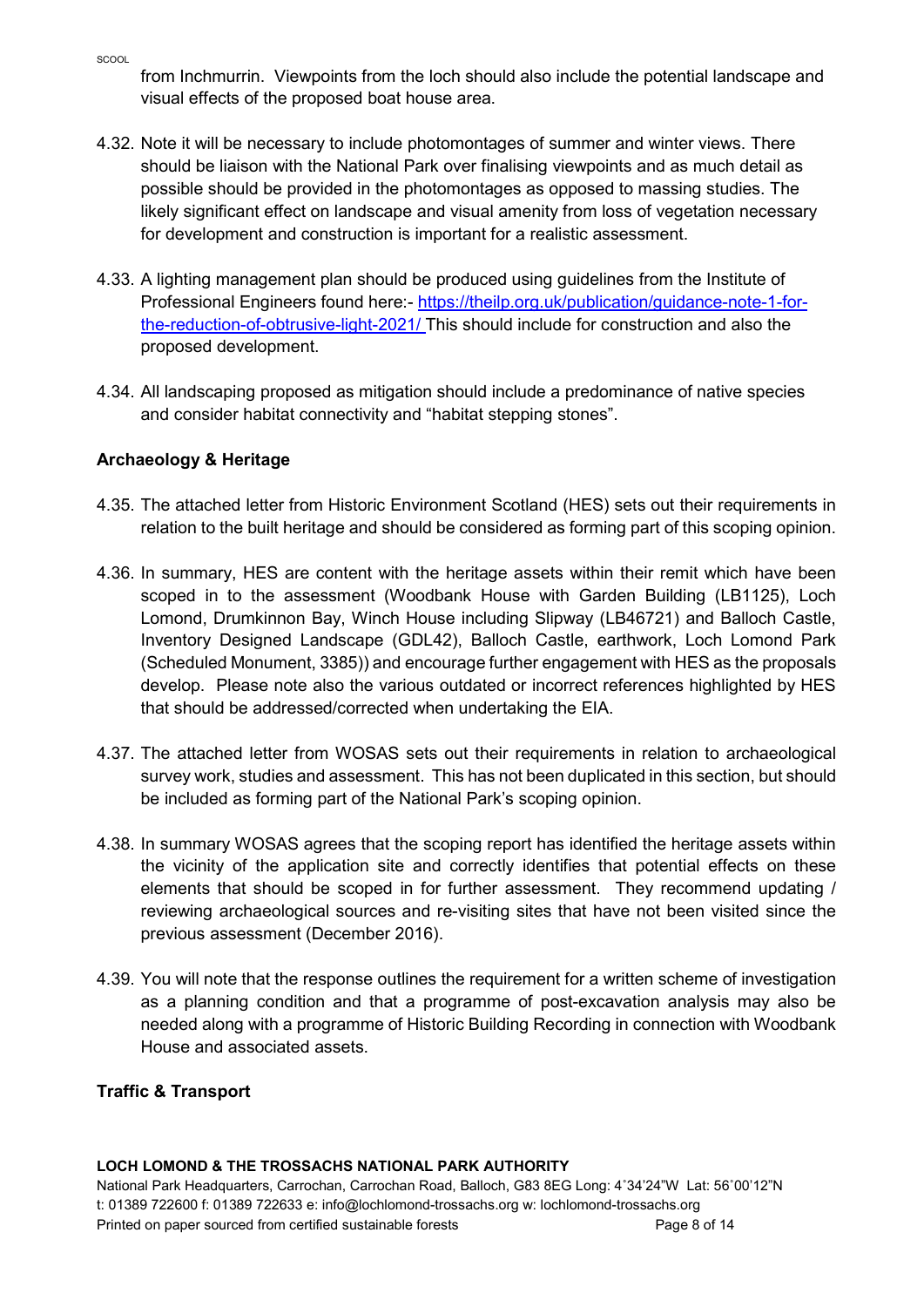from Inchmurrin. Viewpoints from the loch should also include the potential landscape and visual effects of the proposed boat house area.

4.32. Note it will be necessary to include photomontages of summer and winter views. There should be liaison with the National Park over finalising viewpoints and as much detail as possible should be provided in the photomontages as opposed to massing studies. The likely significant effect on landscape and visual amenity from loss of vegetation necessary for development and construction is important for a realistic assessment.

4.33. A lighting management plan should be produced using guidelines from the Institute of Professional Engineers found here:- https://theilp.org.uk/publication/guidance-note-1-for-the-reduction-of-obtrusive-light-2021/ This should include for construction and also the proposed development.

4.34. All landscaping proposed as mitigation should include a predominance of native species and consider habitat connectivity and "habitat stepping stones".

**Archaeology & Heritage**

4.35. The attached letter from Historic Environment Scotland (HES) sets out their requirements in relation to the built heritage and should be considered as forming part of this scoping opinion.

4.36. In summary, HES are content with the heritage assets within their remit which have been scoped in to the assessment (Woodbank House with Garden Building (LB1125), Loch Lomond, Drumkinnon Bay, Winch House including Slipway (LB46721) and Balloch Castle, Inventory Designed Landscape (GDL42), Balloch Castle, earthwork, Loch Lomond Park (Scheduled Monument, 3385)) and encourage further engagement with HES as the proposals develop. Please note also the various outdated or incorrect references highlighted by HES that should be addressed/corrected when undertaking the EIA.

4.37. The attached letter from WOSAS sets out their requirements in relation to archaeological survey work, studies and assessment. This has not been duplicated in this section, but should be included as forming part of the National Park's scoping opinion.

4.38. In summary WOSAS agrees that the scoping report has identified the heritage assets within the vicinity of the application site and correctly identifies that potential effects on these elements that should be scoped in for further assessment. They recommend updating / reviewing archaeological sources and re-visiting sites that have not been visited since the previous assessment (December 2016).

4.39. You will note that the response outlines the requirement for a written scheme of investigation as a planning condition and that a programme of post-excavation analysis may also be needed along with a programme of Historic Building Recording in connection with Woodbank House and associated assets.

**Traffic & Transport**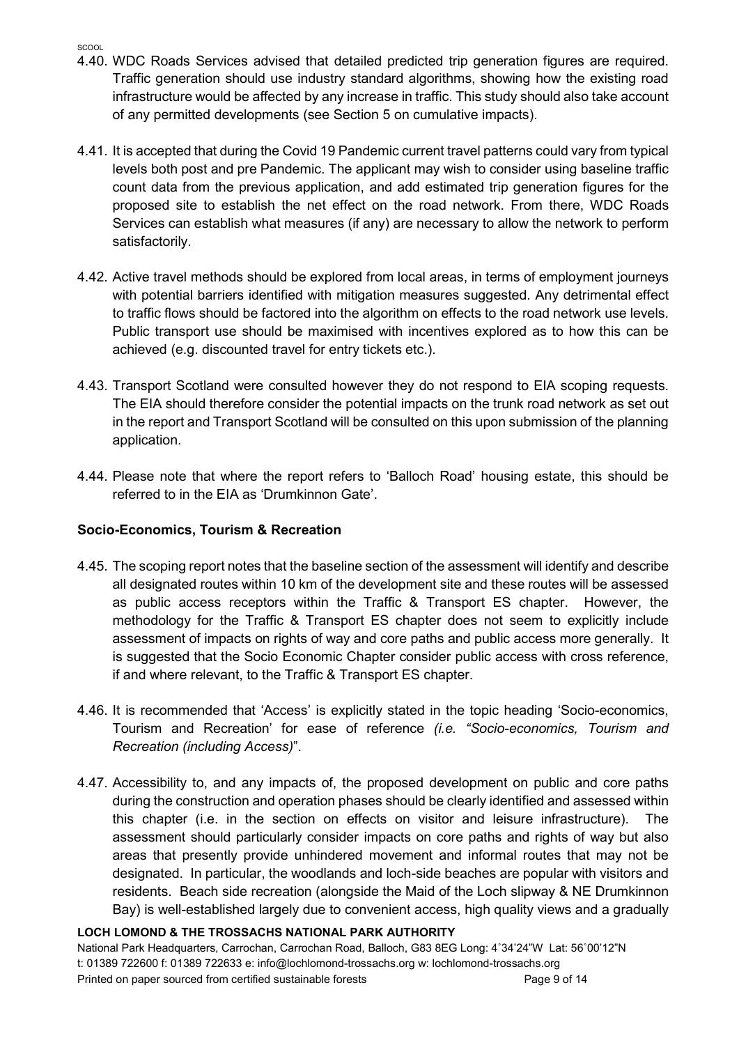4.40. WDC Roads Services advised that detailed predicted trip generation figures are required. Traffic generation should use industry standard algorithms, showing how the existing road infrastructure would be affected by any increase in traffic. This study should also take account of any permitted developments (see Section 5 on cumulative impacts).

4.41. It is accepted that during the Covid 19 Pandemic current travel patterns could vary from typical levels both post and pre Pandemic. The applicant may wish to consider using baseline traffic count data from the previous application, and add estimated trip generation figures for the proposed site to establish the net effect on the road network. From there, WDC Roads Services can establish what measures (if any) are necessary to allow the network to perform satisfactorily.

4.42. Active travel methods should be explored from local areas, in terms of employment journeys with potential barriers identified with mitigation measures suggested. Any detrimental effect to traffic flows should be factored into the algorithm on effects to the road network use levels. Public transport use should be maximised with incentives explored as to how this can be achieved (e.g. discounted travel for entry tickets etc.).

4.43. Transport Scotland were consulted however they do not respond to EIA scoping requests. The EIA should therefore consider the potential impacts on the trunk road network as set out in the report and Transport Scotland will be consulted on this upon submission of the planning application.

4.44. Please note that where the report refers to 'Balloch Road' housing estate, this should be referred to in the EIA as 'Drumkinnon Gate'.

### Socio-Economics, Tourism & Recreation

4.45. The scoping report notes that the baseline section of the assessment will identify and describe all designated routes within 10 km of the development site and these routes will be assessed as public access receptors within the Traffic & Transport ES chapter. However, the methodology for the Traffic & Transport ES chapter does not seem to explicitly include assessment of impacts on rights of way and core paths and public access more generally. It is suggested that the Socio Economic Chapter consider public access with cross reference, if and where relevant, to the Traffic & Transport ES chapter.

4.46. It is recommended that 'Access' is explicitly stated in the topic heading 'Socio-economics, Tourism and Recreation' for ease of reference *(i.e. "Socio-economics, Tourism and Recreation (including Access)*".

4.47. Accessibility to, and any impacts of, the proposed development on public and core paths during the construction and operation phases should be clearly identified and assessed within this chapter (i.e. in the section on effects on visitor and leisure infrastructure). The assessment should particularly consider impacts on core paths and rights of way but also areas that presently provide unhindered movement and informal routes that may not be designated. In particular, the woodlands and loch-side beaches are popular with visitors and residents. Beach side recreation (alongside the Maid of the Loch slipway & NE Drumkinnon Bay) is well-established largely due to convenient access, high quality views and a gradually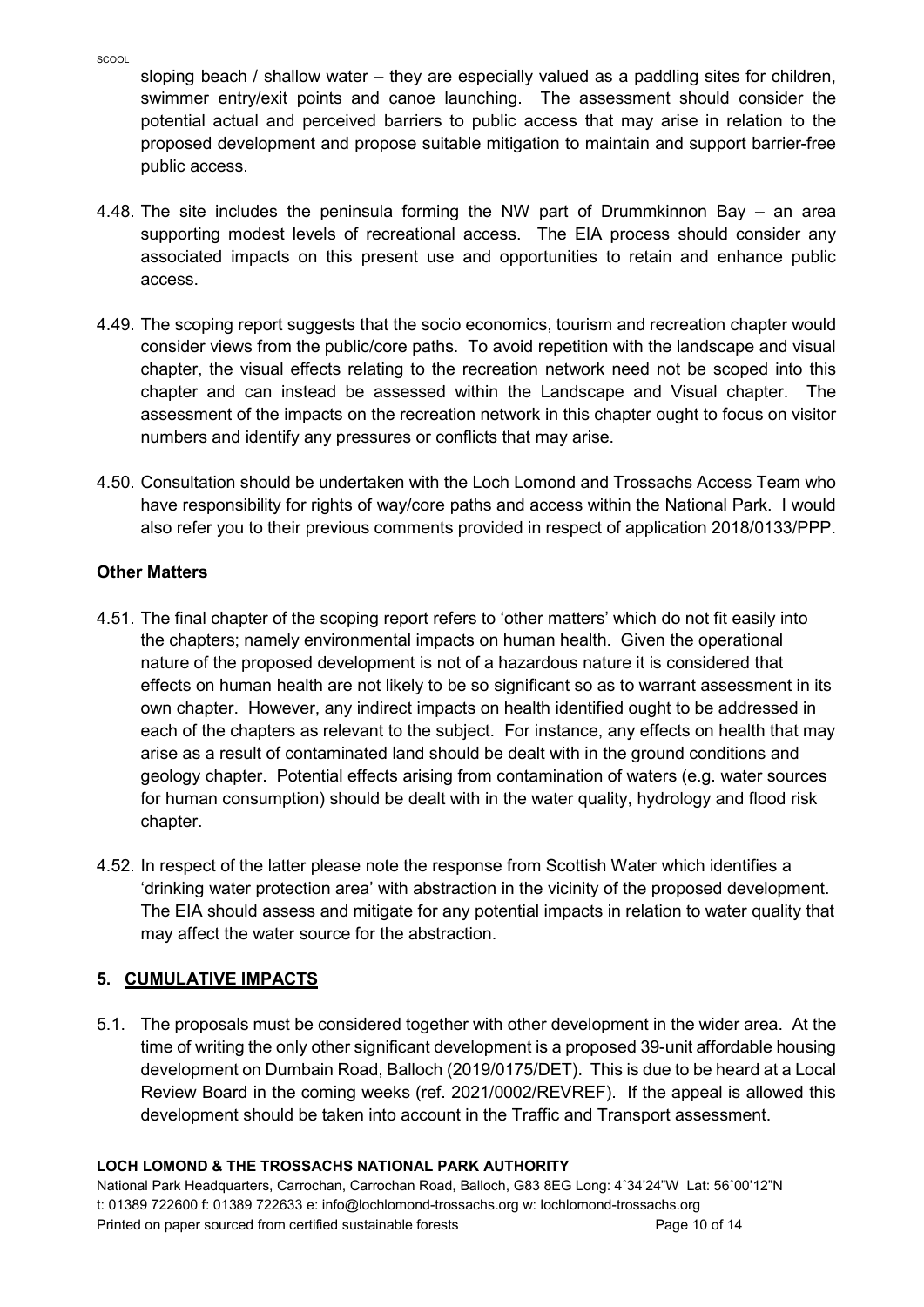sloping beach / shallow water – they are especially valued as a paddling sites for children, swimmer entry/exit points and canoe launching. The assessment should consider the potential actual and perceived barriers to public access that may arise in relation to the proposed development and propose suitable mitigation to maintain and support barrier-free public access.

4.48. The site includes the peninsula forming the NW part of Drummkinnon Bay – an area supporting modest levels of recreational access. The EIA process should consider any associated impacts on this present use and opportunities to retain and enhance public access.

4.49. The scoping report suggests that the socio economics, tourism and recreation chapter would consider views from the public/core paths. To avoid repetition with the landscape and visual chapter, the visual effects relating to the recreation network need not be scoped into this chapter and can instead be assessed within the Landscape and Visual chapter. The assessment of the impacts on the recreation network in this chapter ought to focus on visitor numbers and identify any pressures or conflicts that may arise.

4.50. Consultation should be undertaken with the Loch Lomond and Trossachs Access Team who have responsibility for rights of way/core paths and access within the National Park. I would also refer you to their previous comments provided in respect of application 2018/0133/PPP.

**Other Matters**

4.51. The final chapter of the scoping report refers to 'other matters' which do not fit easily into the chapters; namely environmental impacts on human health. Given the operational nature of the proposed development is not of a hazardous nature it is considered that effects on human health are not likely to be so significant so as to warrant assessment in its own chapter. However, any indirect impacts on health identified ought to be addressed in each of the chapters as relevant to the subject. For instance, any effects on health that may arise as a result of contaminated land should be dealt with in the ground conditions and geology chapter. Potential effects arising from contamination of waters (e.g. water sources for human consumption) should be dealt with in the water quality, hydrology and flood risk chapter.

4.52. In respect of the latter please note the response from Scottish Water which identifies a 'drinking water protection area' with abstraction in the vicinity of the proposed development. The EIA should assess and mitigate for any potential impacts in relation to water quality that may affect the water source for the abstraction.

## 5. CUMULATIVE IMPACTS

5.1. The proposals must be considered together with other development in the wider area. At the time of writing the only other significant development is a proposed 39-unit affordable housing development on Dumbain Road, Balloch (2019/0175/DET). This is due to be heard at a Local Review Board in the coming weeks (ref. 2021/0002/REVREF). If the appeal is allowed this development should be taken into account in the Traffic and Transport assessment.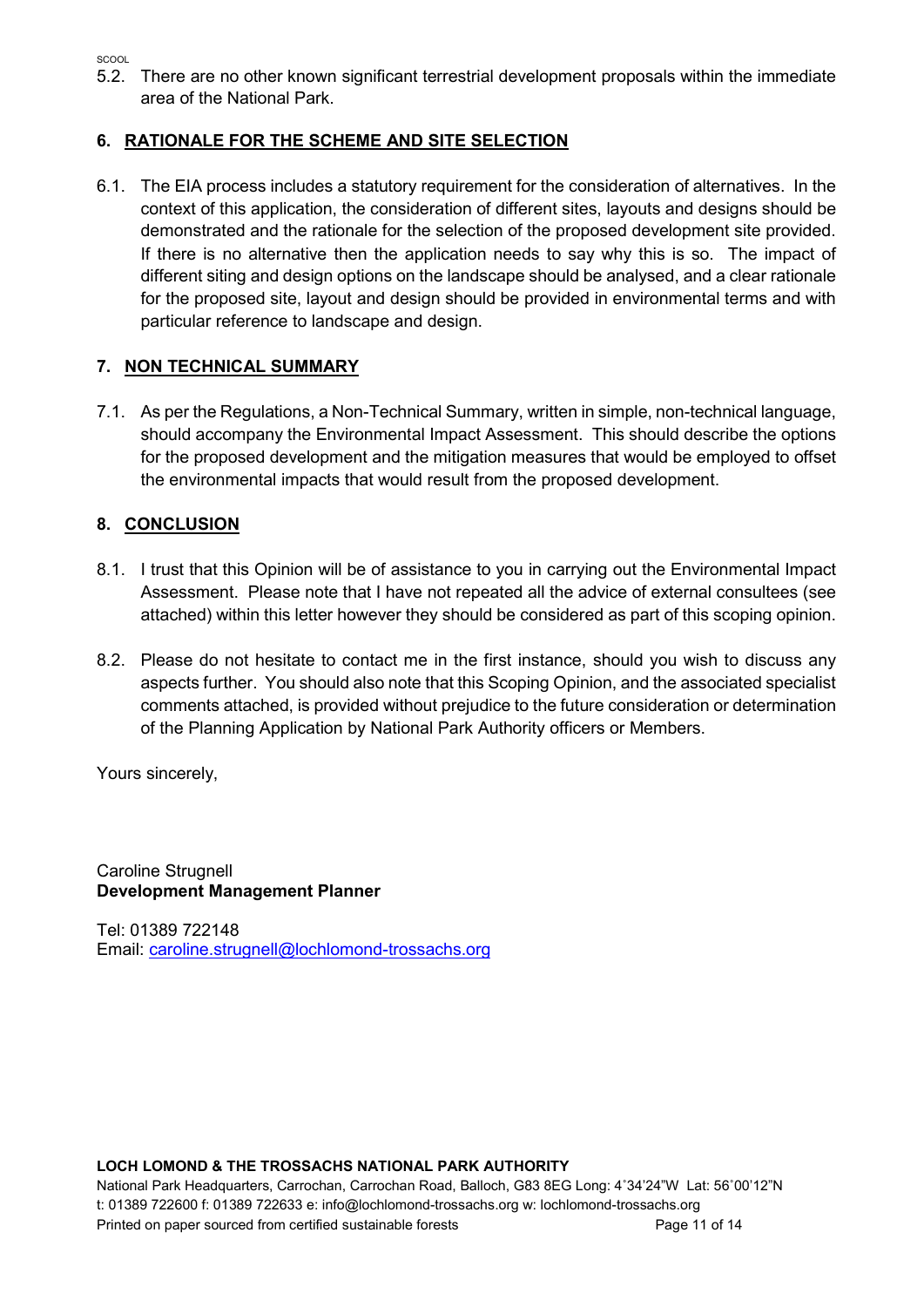5.2. There are no other known significant terrestrial development proposals within the immediate area of the National Park.

## 6. RATIONALE FOR THE SCHEME AND SITE SELECTION

6.1. The EIA process includes a statutory requirement for the consideration of alternatives. In the context of this application, the consideration of different sites, layouts and designs should be demonstrated and the rationale for the selection of the proposed development site provided. If there is no alternative then the application needs to say why this is so. The impact of different siting and design options on the landscape should be analysed, and a clear rationale for the proposed site, layout and design should be provided in environmental terms and with particular reference to landscape and design.

## 7. NON TECHNICAL SUMMARY

7.1. As per the Regulations, a Non-Technical Summary, written in simple, non-technical language, should accompany the Environmental Impact Assessment. This should describe the options for the proposed development and the mitigation measures that would be employed to offset the environmental impacts that would result from the proposed development.

## 8. CONCLUSION

8.1. I trust that this Opinion will be of assistance to you in carrying out the Environmental Impact Assessment. Please note that I have not repeated all the advice of external consultees (see attached) within this letter however they should be considered as part of this scoping opinion.

8.2. Please do not hesitate to contact me in the first instance, should you wish to discuss any aspects further. You should also note that this Scoping Opinion, and the associated specialist comments attached, is provided without prejudice to the future consideration or determination of the Planning Application by National Park Authority officers or Members.

Yours sincerely,

Caroline Strugnell
**Development Management Planner**

Tel: 01389 722148
Email: caroline.strugnell@lochlomond-trossachs.org

**LOCH LOMOND & THE TROSSACHS NATIONAL PARK AUTHORITY**
National Park Headquarters, Carrochan, Carrochan Road, Balloch, G83 8EG Long: 4˚34'24"W Lat: 56˚00'12"N
t: 01389 722600 f: 01389 722633 e: info@lochlomond-trossachs.org w: lochlomond-trossachs.org
Printed on paper sourced from certified sustainable forests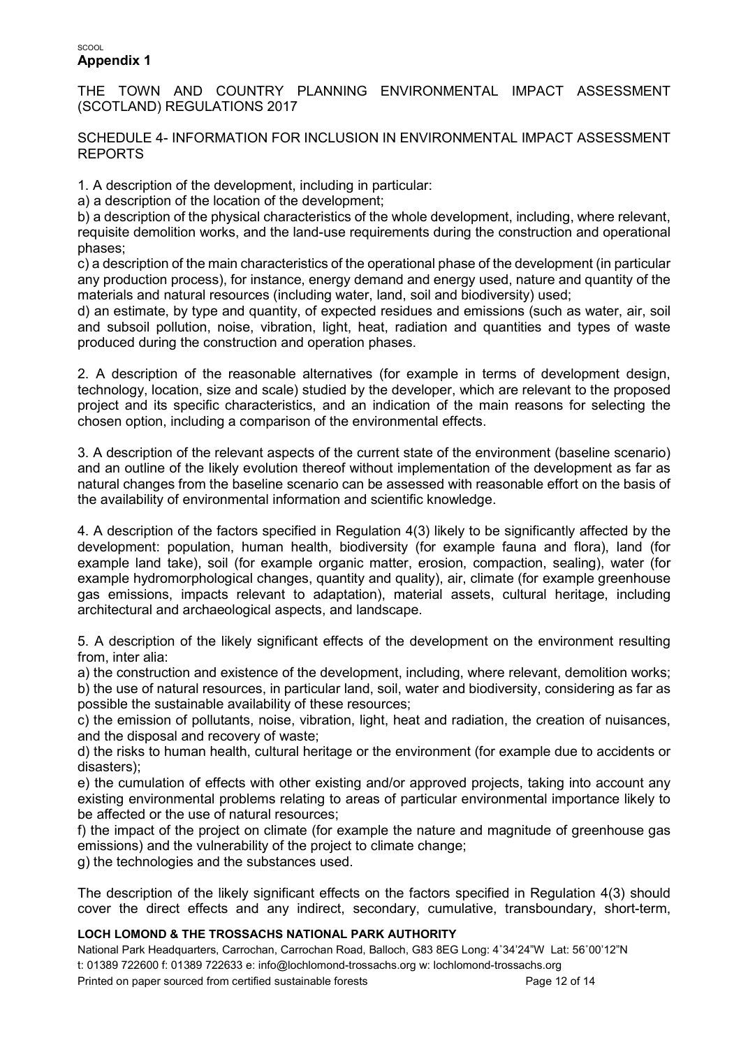**Appendix 1**

THE TOWN AND COUNTRY PLANNING ENVIRONMENTAL IMPACT ASSESSMENT (SCOTLAND) REGULATIONS 2017

SCHEDULE 4- INFORMATION FOR INCLUSION IN ENVIRONMENTAL IMPACT ASSESSMENT REPORTS

1. A description of the development, including in particular:

a) a description of the location of the development;

b) a description of the physical characteristics of the whole development, including, where relevant, requisite demolition works, and the land-use requirements during the construction and operational phases;

c) a description of the main characteristics of the operational phase of the development (in particular any production process), for instance, energy demand and energy used, nature and quantity of the materials and natural resources (including water, land, soil and biodiversity) used;

d) an estimate, by type and quantity, of expected residues and emissions (such as water, air, soil and subsoil pollution, noise, vibration, light, heat, radiation and quantities and types of waste produced during the construction and operation phases.

2. A description of the reasonable alternatives (for example in terms of development design, technology, location, size and scale) studied by the developer, which are relevant to the proposed project and its specific characteristics, and an indication of the main reasons for selecting the chosen option, including a comparison of the environmental effects.

3. A description of the relevant aspects of the current state of the environment (baseline scenario) and an outline of the likely evolution thereof without implementation of the development as far as natural changes from the baseline scenario can be assessed with reasonable effort on the basis of the availability of environmental information and scientific knowledge.

4. A description of the factors specified in Regulation 4(3) likely to be significantly affected by the development: population, human health, biodiversity (for example fauna and flora), land (for example land take), soil (for example organic matter, erosion, compaction, sealing), water (for example hydromorphological changes, quantity and quality), air, climate (for example greenhouse gas emissions, impacts relevant to adaptation), material assets, cultural heritage, including architectural and archaeological aspects, and landscape.

5. A description of the likely significant effects of the development on the environment resulting from, inter alia:

a) the construction and existence of the development, including, where relevant, demolition works;

b) the use of natural resources, in particular land, soil, water and biodiversity, considering as far as possible the sustainable availability of these resources;

c) the emission of pollutants, noise, vibration, light, heat and radiation, the creation of nuisances, and the disposal and recovery of waste;

d) the risks to human health, cultural heritage or the environment (for example due to accidents or disasters);

e) the cumulation of effects with other existing and/or approved projects, taking into account any existing environmental problems relating to areas of particular environmental importance likely to be affected or the use of natural resources;

f) the impact of the project on climate (for example the nature and magnitude of greenhouse gas emissions) and the vulnerability of the project to climate change;

g) the technologies and the substances used.

The description of the likely significant effects on the factors specified in Regulation 4(3) should cover the direct effects and any indirect, secondary, cumulative, transboundary, short-term,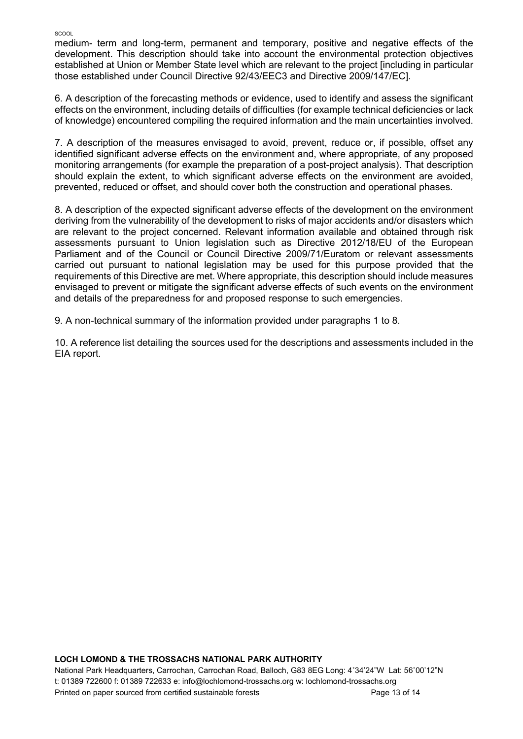medium- term and long-term, permanent and temporary, positive and negative effects of the development. This description should take into account the environmental protection objectives established at Union or Member State level which are relevant to the project [including in particular those established under Council Directive 92/43/EEC3 and Directive 2009/147/EC].

6. A description of the forecasting methods or evidence, used to identify and assess the significant effects on the environment, including details of difficulties (for example technical deficiencies or lack of knowledge) encountered compiling the required information and the main uncertainties involved.

7. A description of the measures envisaged to avoid, prevent, reduce or, if possible, offset any identified significant adverse effects on the environment and, where appropriate, of any proposed monitoring arrangements (for example the preparation of a post-project analysis). That description should explain the extent, to which significant adverse effects on the environment are avoided, prevented, reduced or offset, and should cover both the construction and operational phases.

8. A description of the expected significant adverse effects of the development on the environment deriving from the vulnerability of the development to risks of major accidents and/or disasters which are relevant to the project concerned. Relevant information available and obtained through risk assessments pursuant to Union legislation such as Directive 2012/18/EU of the European Parliament and of the Council or Council Directive 2009/71/Euratom or relevant assessments carried out pursuant to national legislation may be used for this purpose provided that the requirements of this Directive are met. Where appropriate, this description should include measures envisaged to prevent or mitigate the significant adverse effects of such events on the environment and details of the preparedness for and proposed response to such emergencies.

9. A non-technical summary of the information provided under paragraphs 1 to 8.

10. A reference list detailing the sources used for the descriptions and assessments included in the EIA report.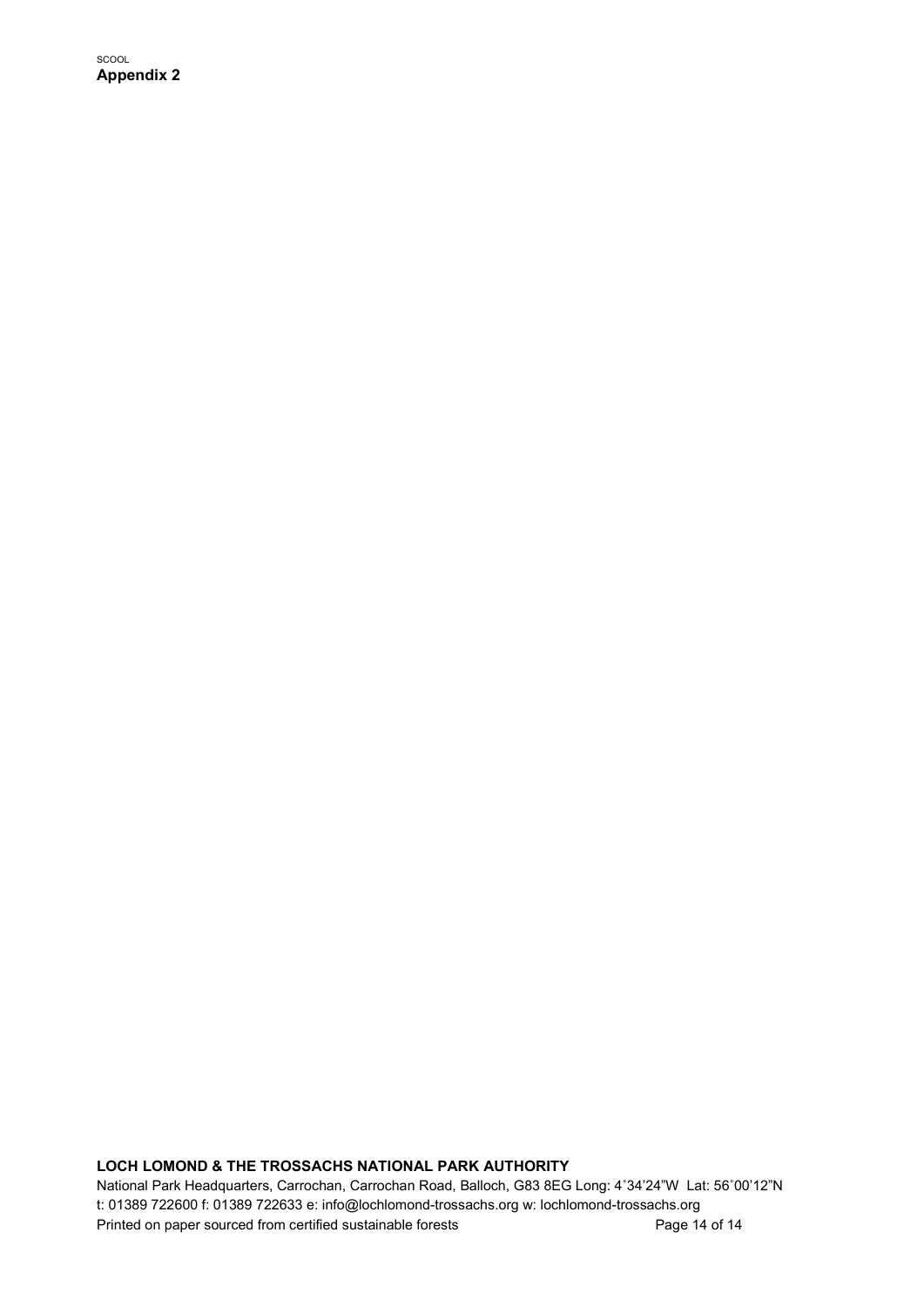SCOOL

**Appendix 2**